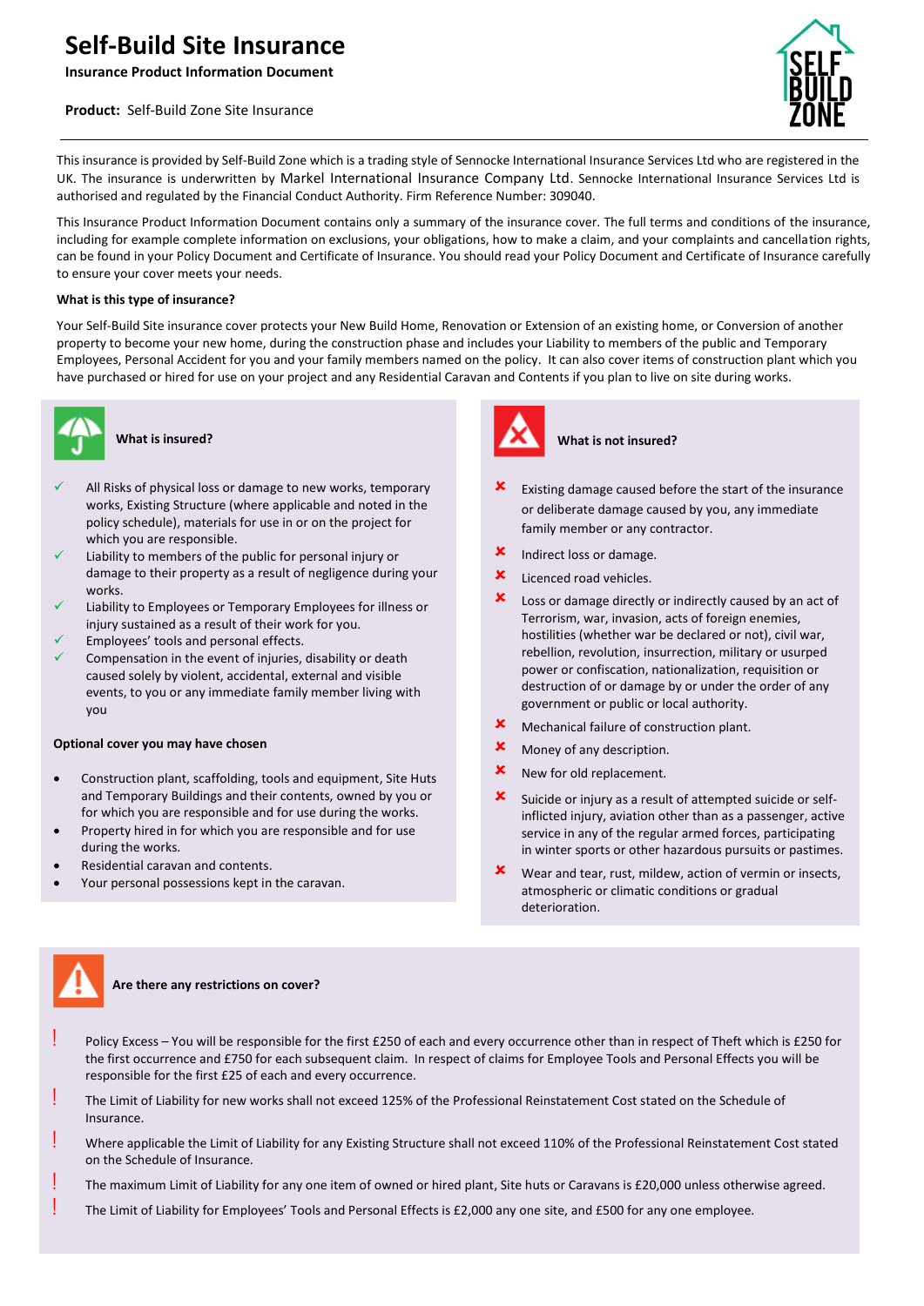# Self-Build Site Insurance

**Insurance Product Information Document**

**Product:** Self-Build Zone Site Insurance

This insurance is provided by Self-Build Zone which is a trading style of Sennocke International Insurance Services Ltd who are registered in the UK. The insurance is underwritten by Markel International Insurance Company Ltd. Sennocke International Insurance Services Ltd is authorised and regulated by the Financial Conduct Authority. Firm Reference Number: 309040.

This Insurance Product Information Document contains only a summary of the insurance cover. The full terms and conditions of the insurance, including for example complete information on exclusions, your obligations, how to make a claim, and your complaints and cancellation rights, can be found in your Policy Document and Certificate of Insurance. You should read your Policy Document and Certificate of Insurance carefully to ensure your cover meets your needs.

**What is this type of insurance?**

Your Self-Build Site insurance cover protects your New Build Home, Renovation or Extension of an existing home, or Conversion of another property to become your new home, during the construction phase and includes your Liability to members of the public and Temporary Employees, Personal Accident for you and your family members named on the policy. It can also cover items of construction plant which you have purchased or hired for use on your project and any Residential Caravan and Contents if you plan to live on site during works.

## What is insured?

- ✓ All Risks of physical loss or damage to new works, temporary works, Existing Structure (where applicable and noted in the policy schedule), materials for use in or on the project for which you are responsible.
- ✓ Liability to members of the public for personal injury or damage to their property as a result of negligence during your works.
- ✓ Liability to Employees or Temporary Employees for illness or injury sustained as a result of their work for you.
- ✓ Employees' tools and personal effects.
- ✓ Compensation in the event of injuries, disability or death caused solely by violent, accidental, external and visible events, to you or any immediate family member living with you

**Optional cover you may have chosen**

- Construction plant, scaffolding, tools and equipment, Site Huts and Temporary Buildings and their contents, owned by you or for which you are responsible and for use during the works.
- Property hired in for which you are responsible and for use during the works.
- Residential caravan and contents.
- Your personal possessions kept in the caravan.

## What is not insured?

- ✘ Existing damage caused before the start of the insurance or deliberate damage caused by you, any immediate family member or any contractor.
- ✘ Indirect loss or damage.
- ✘ Licenced road vehicles.
- ✘ Loss or damage directly or indirectly caused by an act of Terrorism, war, invasion, acts of foreign enemies, hostilities (whether war be declared or not), civil war, rebellion, revolution, insurrection, military or usurped power or confiscation, nationalization, requisition or destruction of or damage by or under the order of any government or public or local authority.
- ✘ Mechanical failure of construction plant.
- ✘ Money of any description.
- ✘ New for old replacement.
- ✘ Suicide or injury as a result of attempted suicide or self-inflicted injury, aviation other than as a passenger, active service in any of the regular armed forces, participating in winter sports or other hazardous pursuits or pastimes.
- ✘ Wear and tear, rust, mildew, action of vermin or insects, atmospheric or climatic conditions or gradual deterioration.

## Are there any restrictions on cover?

- ! Policy Excess – You will be responsible for the first £250 of each and every occurrence other than in respect of Theft which is £250 for the first occurrence and £750 for each subsequent claim. In respect of claims for Employee Tools and Personal Effects you will be responsible for the first £25 of each and every occurrence.
- ! The Limit of Liability for new works shall not exceed 125% of the Professional Reinstatement Cost stated on the Schedule of Insurance.
- ! Where applicable the Limit of Liability for any Existing Structure shall not exceed 110% of the Professional Reinstatement Cost stated on the Schedule of Insurance.
- ! The maximum Limit of Liability for any one item of owned or hired plant, Site huts or Caravans is £20,000 unless otherwise agreed.
- ! The Limit of Liability for Employees' Tools and Personal Effects is £2,000 any one site, and £500 for any one employee.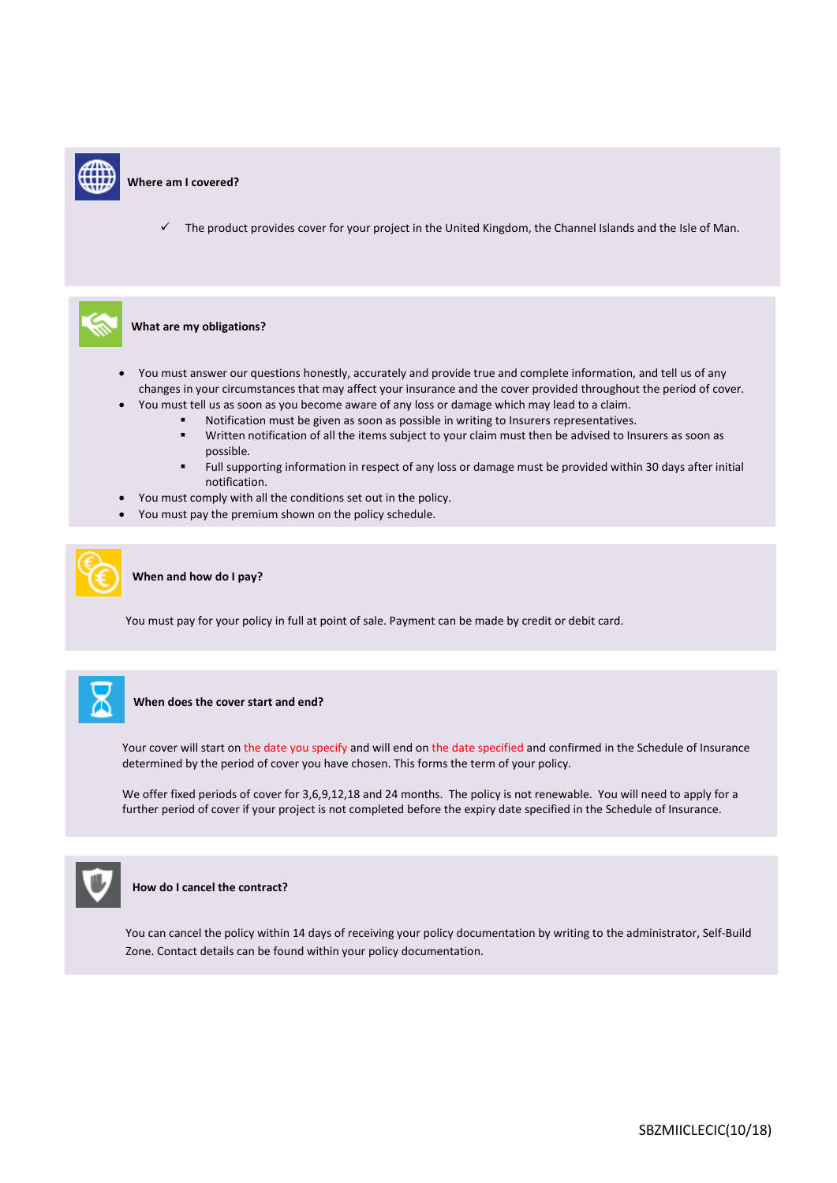### Where am I covered?

- ✓ The product provides cover for your project in the United Kingdom, the Channel Islands and the Isle of Man.

### What are my obligations?

- You must answer our questions honestly, accurately and provide true and complete information, and tell us of any changes in your circumstances that may affect your insurance and the cover provided throughout the period of cover.
- You must tell us as soon as you become aware of any loss or damage which may lead to a claim.
  - Notification must be given as soon as possible in writing to Insurers representatives.
  - Written notification of all the items subject to your claim must then be advised to Insurers as soon as possible.
  - Full supporting information in respect of any loss or damage must be provided within 30 days after initial notification.
- You must comply with all the conditions set out in the policy.
- You must pay the premium shown on the policy schedule.

### When and how do I pay?

You must pay for your policy in full at point of sale. Payment can be made by credit or debit card.

### When does the cover start and end?

Your cover will start on the date you specify and will end on the date specified and confirmed in the Schedule of Insurance determined by the period of cover you have chosen. This forms the term of your policy.

We offer fixed periods of cover for 3,6,9,12,18 and 24 months. The policy is not renewable. You will need to apply for a further period of cover if your project is not completed before the expiry date specified in the Schedule of Insurance.

### How do I cancel the contract?

You can cancel the policy within 14 days of receiving your policy documentation by writing to the administrator, Self-Build Zone. Contact details can be found within your policy documentation.

SBZMIICLECIC(10/18)